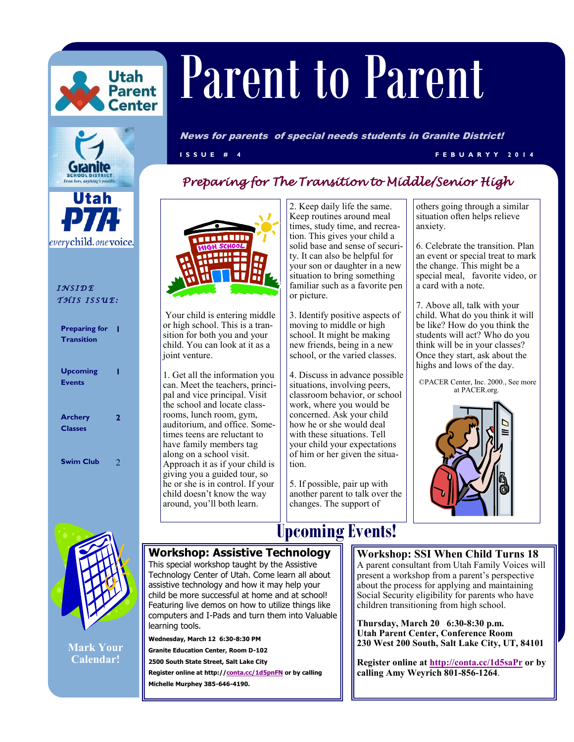Utah Parent Center

Granite School District — From here, anything's possible.

Utah PTA — every child. one voice.

# Parent to Parent

***News for parents of special needs students in Granite District!***

ISSUE # 4 — FEBUARYY 2014

*INSIDE THIS ISSUE:*

| | |
|---|---|
| Preparing for Transition | 1 |
| Upcoming Events | 1 |
| Archery Classes | 2 |
| Swim Club | 2 |

**Mark Your Calendar!**

## *Preparing for The Transition to Middle/Senior High*

Your child is entering middle or high school. This is a transition for both you and your child. You can look at it as a joint venture.

1. Get all the information you can. Meet the teachers, principal and vice principal. Visit the school and locate classrooms, lunch room, gym, auditorium, and office. Sometimes teens are reluctant to have family members tag along on a school visit. Approach it as if your child is giving you a guided tour, so he or she is in control. If your child doesn't know the way around, you'll both learn.

2. Keep daily life the same. Keep routines around meal times, study time, and recreation. This gives your child a solid base and sense of security. It can also be helpful for your son or daughter in a new situation to bring something familiar such as a favorite pen or picture.

3. Identify positive aspects of moving to middle or high school. It might be making new friends, being in a new school, or the varied classes.

4. Discuss in advance possible situations, involving peers, classroom behavior, or school work, where you would be concerned. Ask your child how he or she would deal with these situations. Tell your child your expectations of him or her given the situation.

5. If possible, pair up with another parent to talk over the changes. The support of others going through a similar situation often helps relieve anxiety.

6. Celebrate the transition. Plan an event or special treat to mark the change. This might be a special meal, favorite video, or a card with a note.

7. Above all, talk with your child. What do you think it will be like? How do you think the students will act? Who do you think will be in your classes? Once they start, ask about the highs and lows of the day.

©PACER Center, Inc. 2000., See more at PACER.org.

# Upcoming Events!

### Workshop: Assistive Technology

This special workshop taught by the Assistive Technology Center of Utah. Come learn all about assistive technology and how it may help your child be more successful at home and at school! Featuring live demos on how to utilize things like computers and I-Pads and turn them into Valuable learning tools.

**Wednesday, March 12 6:30-8:30 PM**
**Granite Education Center, Room D-102**
**2500 South State Street, Salt Lake City**
**Register online at http://conta.cc/1d5pnFN or by calling Michelle Murphey 385-646-4190.**

### Workshop: SSI When Child Turns 18

A parent consultant from Utah Family Voices will present a workshop from a parent's perspective about the process for applying and maintaining Social Security eligibility for parents who have children transitioning from high school.

**Thursday, March 20 6:30-8:30 p.m.**
**Utah Parent Center, Conference Room**
**230 West 200 South, Salt Lake City, UT, 84101**

**Register online at http://conta.cc/1d5saPr or by calling Amy Weyrich 801-856-1264**.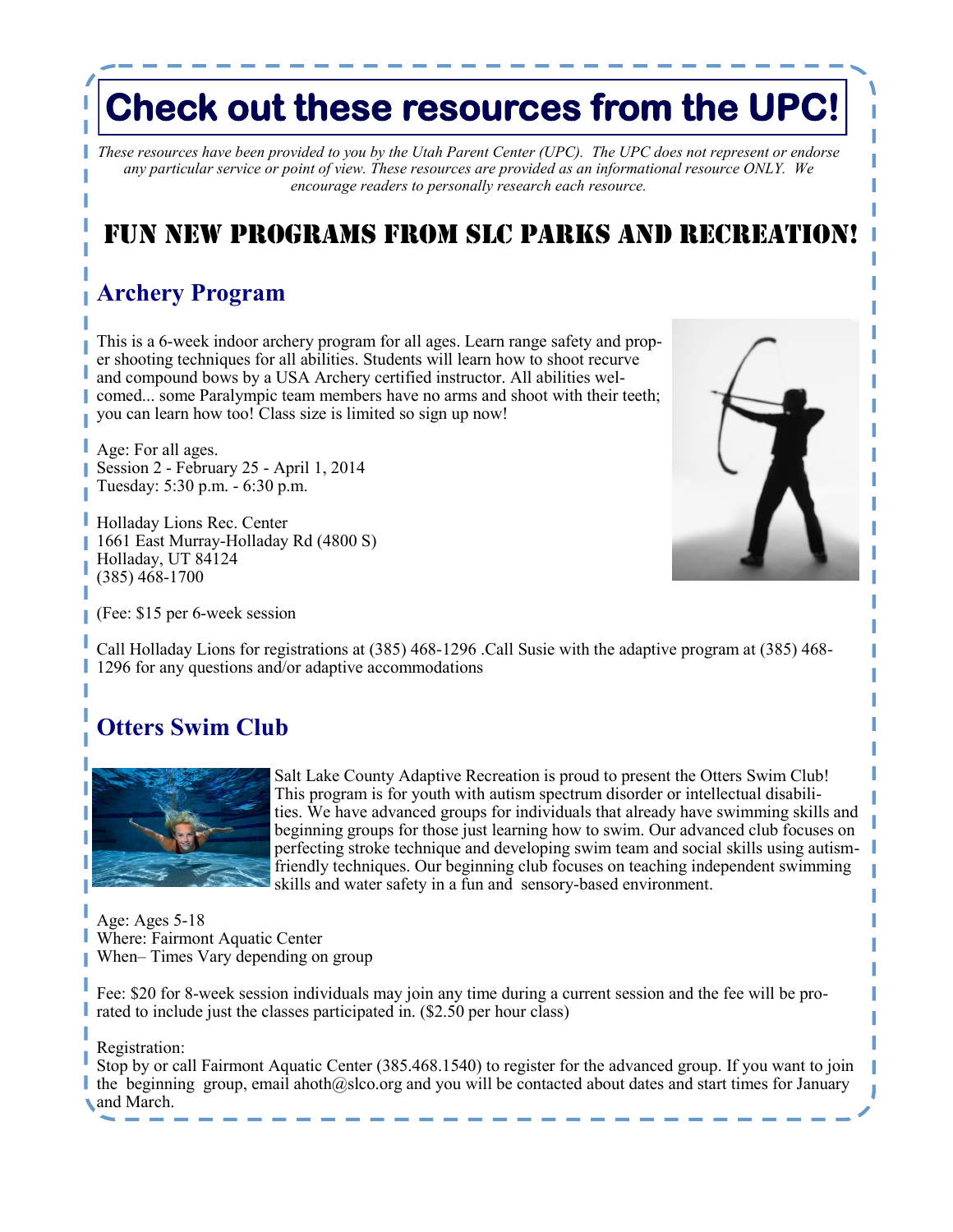# Check out these resources from the UPC!

*These resources have been provided to you by the Utah Parent Center (UPC). The UPC does not represent or endorse any particular service or point of view. These resources are provided as an informational resource ONLY. We encourage readers to personally research each resource.*

## Fun New Programs from SLC Parks and Recreation!

### Archery Program

This is a 6-week indoor archery program for all ages. Learn range safety and proper shooting techniques for all abilities. Students will learn how to shoot recurve and compound bows by a USA Archery certified instructor. All abilities welcomed... some Paralympic team members have no arms and shoot with their teeth; you can learn how too! Class size is limited so sign up now!

Age: For all ages.
Session 2 - February 25 - April 1, 2014
Tuesday: 5:30 p.m. - 6:30 p.m.

Holladay Lions Rec. Center
1661 East Murray-Holladay Rd (4800 S)
Holladay, UT 84124
(385) 468-1700

(Fee: $15 per 6-week session

Call Holladay Lions for registrations at (385) 468-1296 .Call Susie with the adaptive program at (385) 468-1296 for any questions and/or adaptive accommodations

### Otters Swim Club

Salt Lake County Adaptive Recreation is proud to present the Otters Swim Club! This program is for youth with autism spectrum disorder or intellectual disabilities. We have advanced groups for individuals that already have swimming skills and beginning groups for those just learning how to swim. Our advanced club focuses on perfecting stroke technique and developing swim team and social skills using autism-friendly techniques. Our beginning club focuses on teaching independent swimming skills and water safety in a fun and sensory-based environment.

Age: Ages 5-18
Where: Fairmont Aquatic Center
When– Times Vary depending on group

Fee: $20 for 8-week session individuals may join any time during a current session and the fee will be pro-rated to include just the classes participated in. ($2.50 per hour class)

Registration:
Stop by or call Fairmont Aquatic Center (385.468.1540) to register for the advanced group. If you want to join the beginning group, email ahoth@slco.org and you will be contacted about dates and start times for January and March.